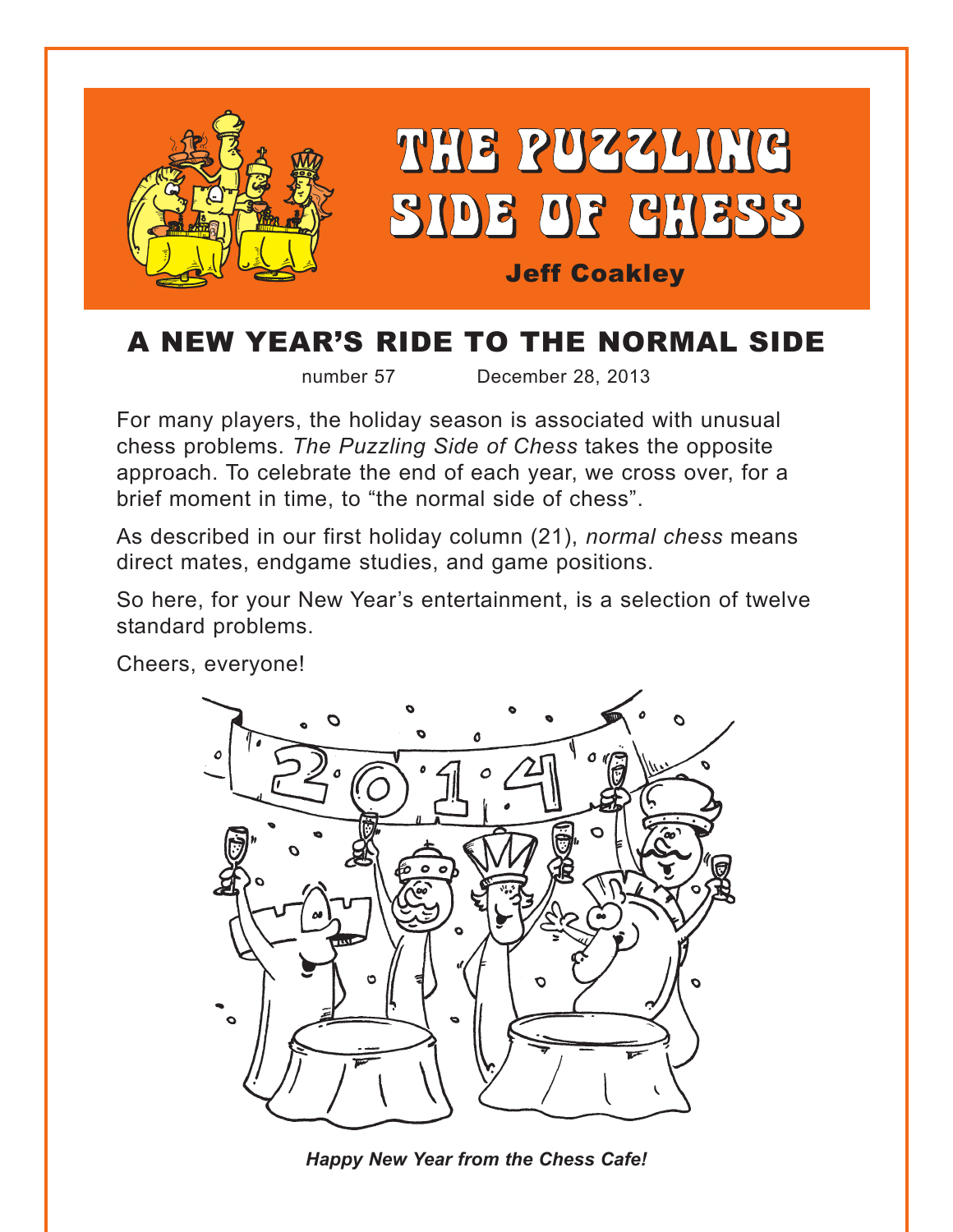# THE PUZZLING SIDE OF CHESS

Jeff Coakley

## A NEW YEAR'S RIDE TO THE NORMAL SIDE

number 57 December 28, 2013

For many players, the holiday season is associated with unusual chess problems. *The Puzzling Side of Chess* takes the opposite approach. To celebrate the end of each year, we cross over, for a brief moment in time, to "the normal side of chess".

As described in our first holiday column (21), *normal chess* means direct mates, endgame studies, and game positions.

So here, for your New Year's entertainment, is a selection of twelve standard problems.

Cheers, everyone!

***Happy New Year from the Chess Cafe!***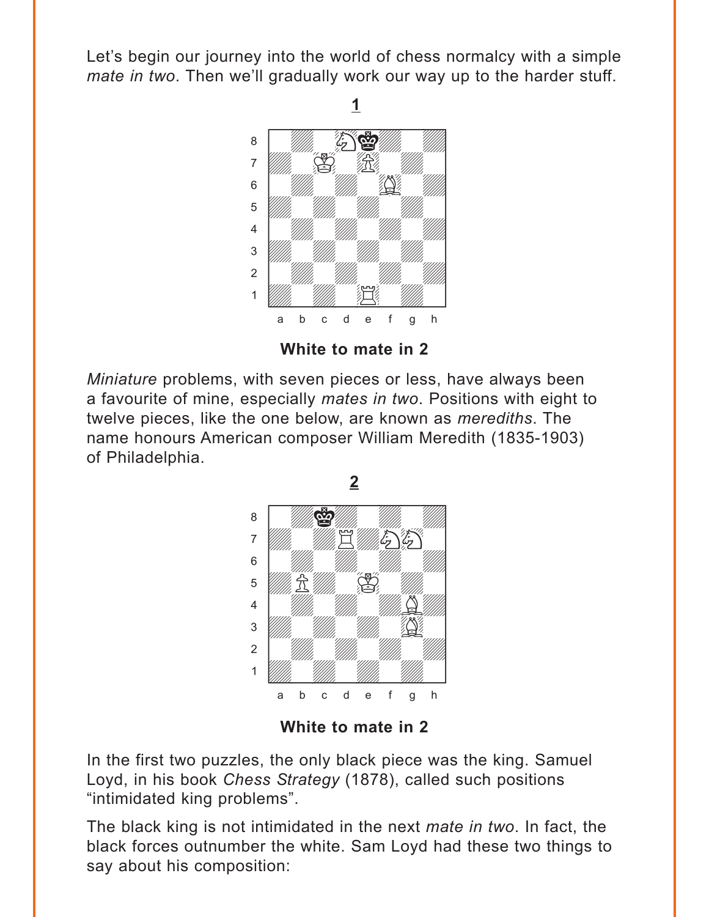Let's begin our journey into the world of chess normalcy with a simple *mate in two*. Then we'll gradually work our way up to the harder stuff.

**1**

**White to mate in 2**

*Miniature* problems, with seven pieces or less, have always been a favourite of mine, especially *mates in two*. Positions with eight to twelve pieces, like the one below, are known as *merediths*. The name honours American composer William Meredith (1835-1903) of Philadelphia.

**2**

**White to mate in 2**

In the first two puzzles, the only black piece was the king. Samuel Loyd, in his book *Chess Strategy* (1878), called such positions "intimidated king problems".

The black king is not intimidated in the next *mate in two*. In fact, the black forces outnumber the white. Sam Loyd had these two things to say about his composition: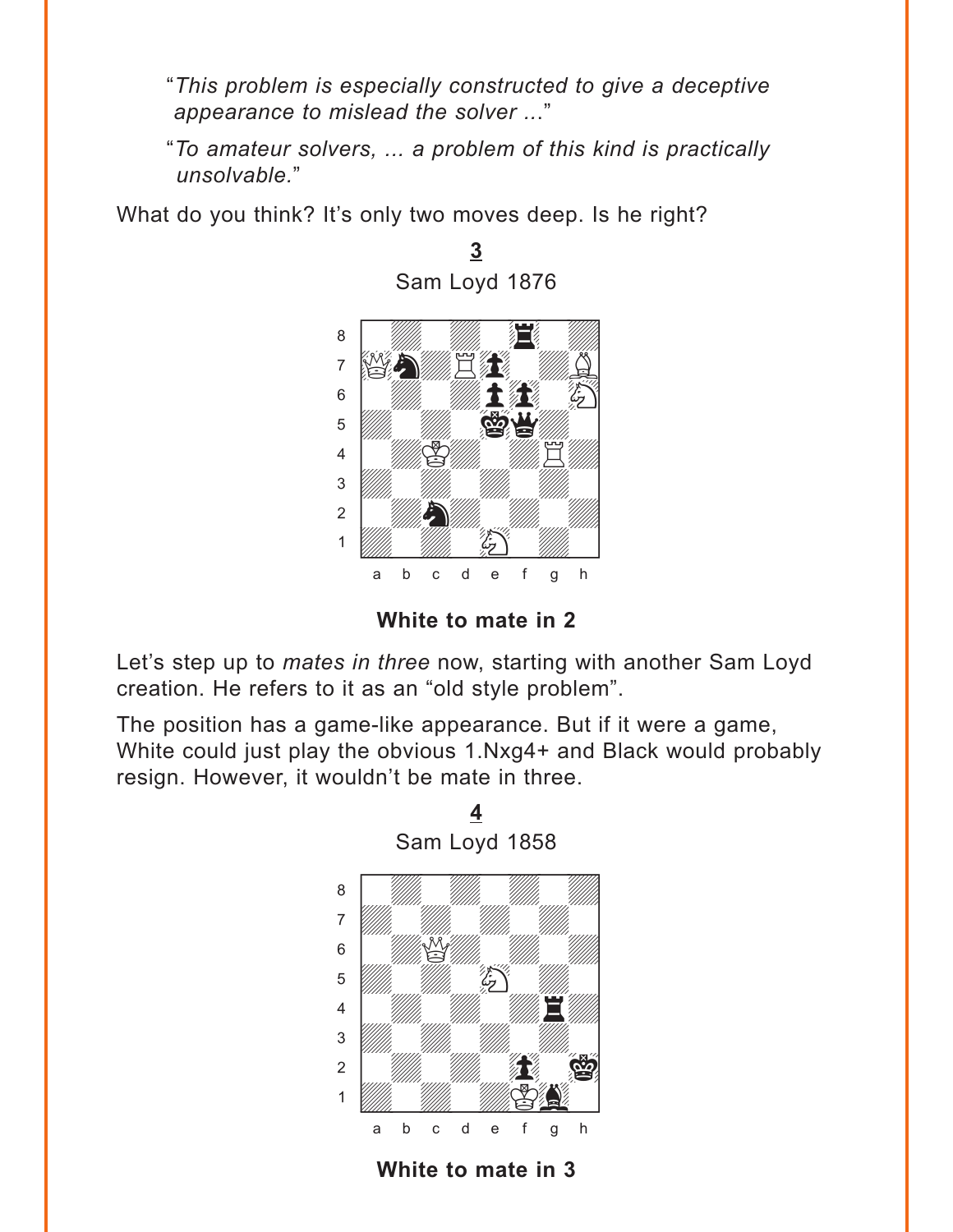"*This problem is especially constructed to give a deceptive appearance to mislead the solver ...*"

"*To amateur solvers, ... a problem of this kind is practically unsolvable.*"

What do you think? It's only two moves deep. Is he right?

**3**

Sam Loyd 1876

**White to mate in 2**

Let's step up to *mates in three* now, starting with another Sam Loyd creation. He refers to it as an "old style problem".

The position has a game-like appearance. But if it were a game, White could just play the obvious 1.Nxg4+ and Black would probably resign. However, it wouldn't be mate in three.

**4**

Sam Loyd 1858

**White to mate in 3**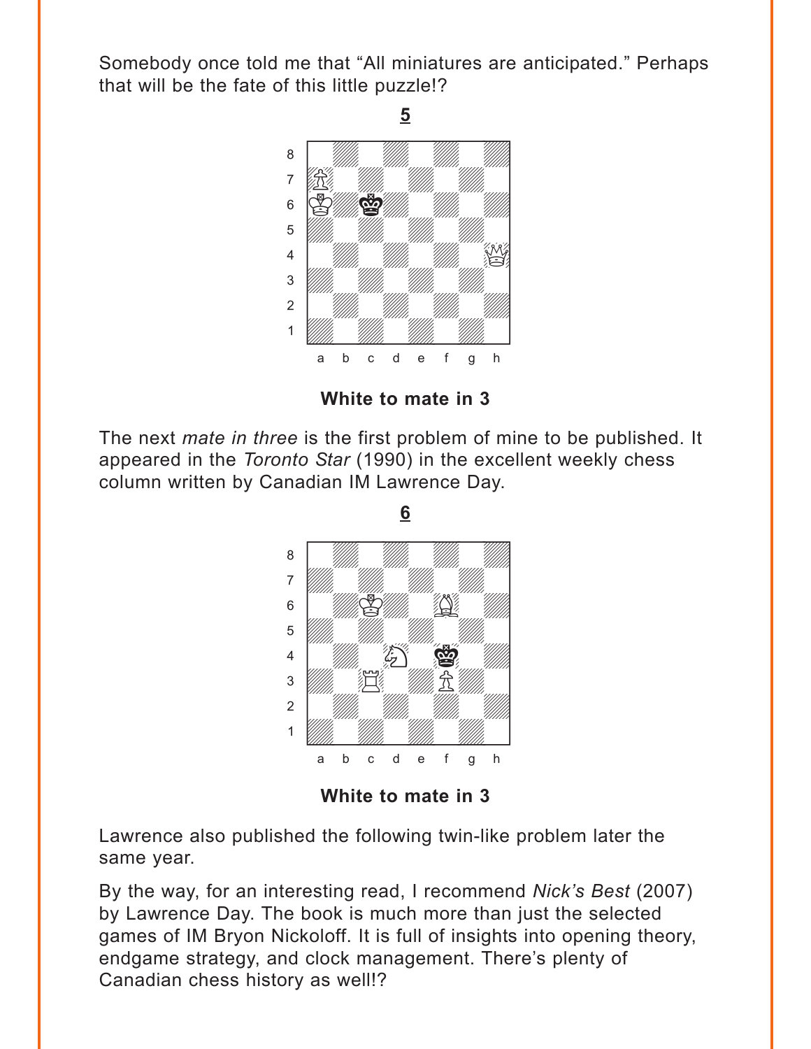Somebody once told me that "All miniatures are anticipated." Perhaps that will be the fate of this little puzzle!?

**5**

**White to mate in 3**

The next *mate in three* is the first problem of mine to be published. It appeared in the *Toronto Star* (1990) in the excellent weekly chess column written by Canadian IM Lawrence Day.

**6**

**White to mate in 3**

Lawrence also published the following twin-like problem later the same year.

By the way, for an interesting read, I recommend *Nick's Best* (2007) by Lawrence Day. The book is much more than just the selected games of IM Bryon Nickoloff. It is full of insights into opening theory, endgame strategy, and clock management. There's plenty of Canadian chess history as well!?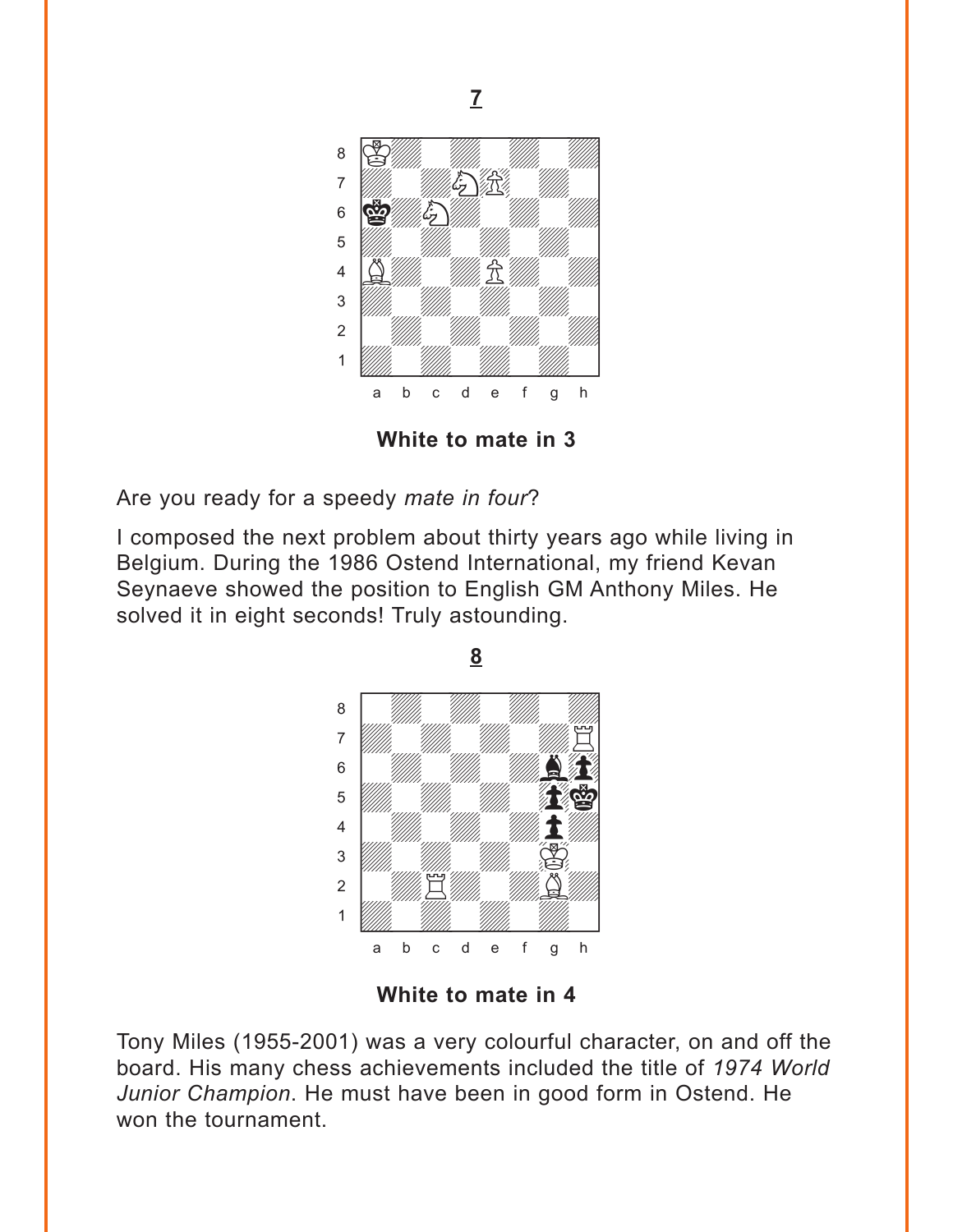**7**

**White to mate in 3**

Are you ready for a speedy *mate in four*?

I composed the next problem about thirty years ago while living in Belgium. During the 1986 Ostend International, my friend Kevan Seynaeve showed the position to English GM Anthony Miles. He solved it in eight seconds! Truly astounding.

**8**

**White to mate in 4**

Tony Miles (1955-2001) was a very colourful character, on and off the board. His many chess achievements included the title of *1974 World Junior Champion*. He must have been in good form in Ostend. He won the tournament.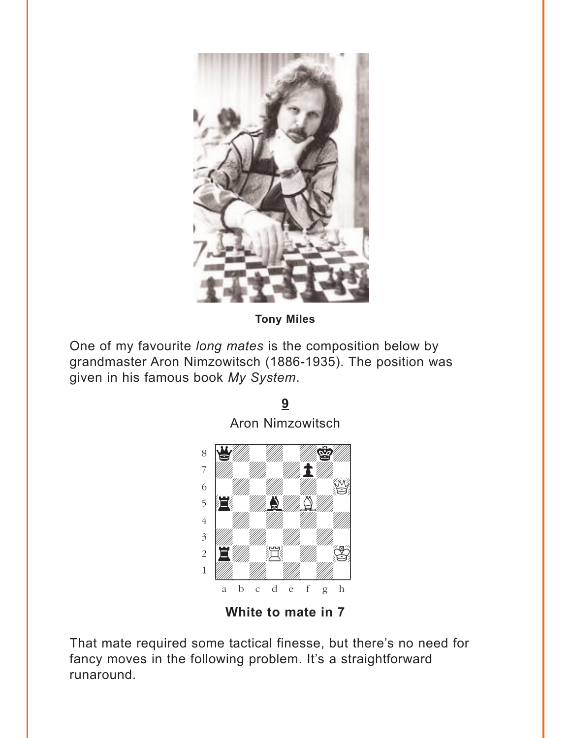**Tony Miles**

One of my favourite *long mates* is the composition below by grandmaster Aron Nimzowitsch (1886-1935). The position was given in his famous book *My System*.

**9**

Aron Nimzowitsch

**White to mate in 7**

That mate required some tactical finesse, but there's no need for fancy moves in the following problem. It's a straightforward runaround.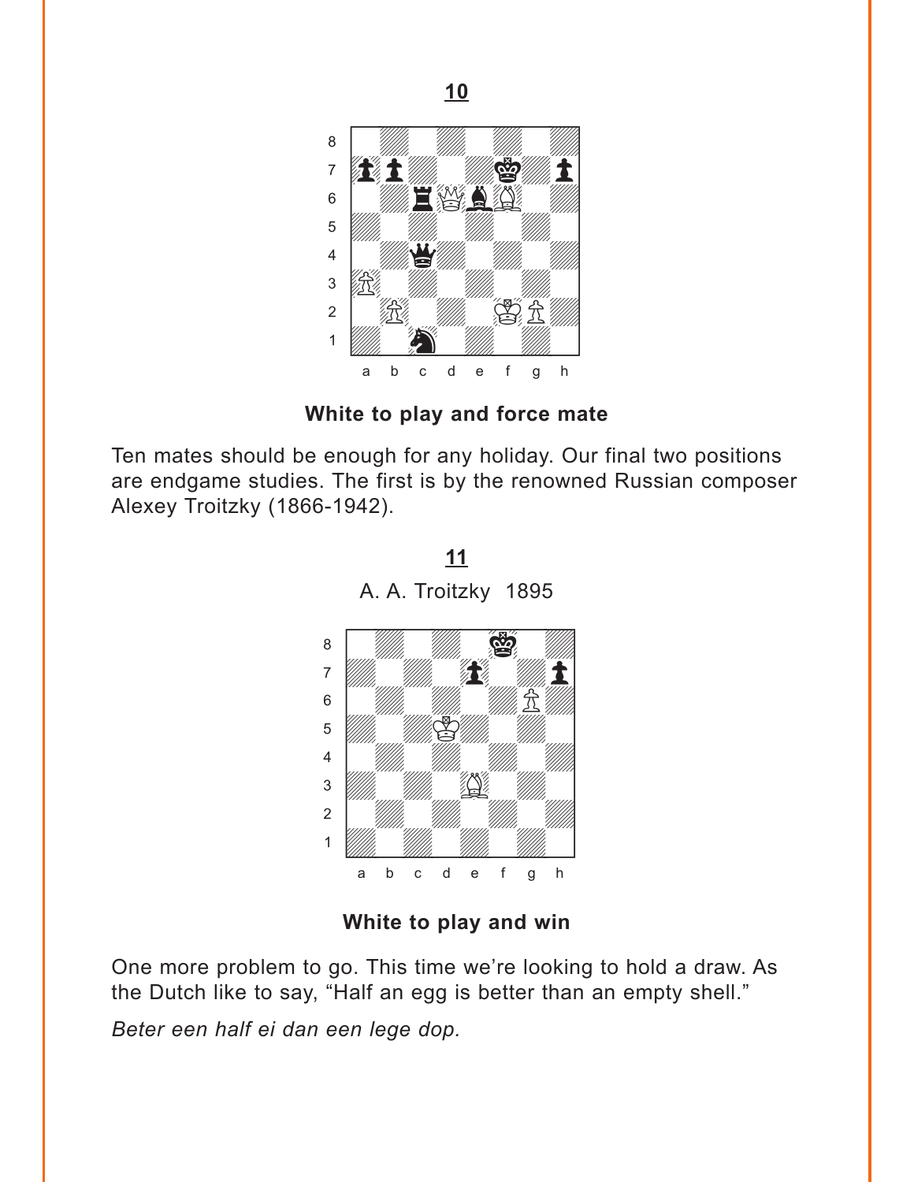**10**

**White to play and force mate**

Ten mates should be enough for any holiday. Our final two positions are endgame studies. The first is by the renowned Russian composer Alexey Troitzky (1866-1942).

**11**

A. A. Troitzky 1895

**White to play and win**

One more problem to go. This time we're looking to hold a draw. As the Dutch like to say, "Half an egg is better than an empty shell."

*Beter een half ei dan een lege dop.*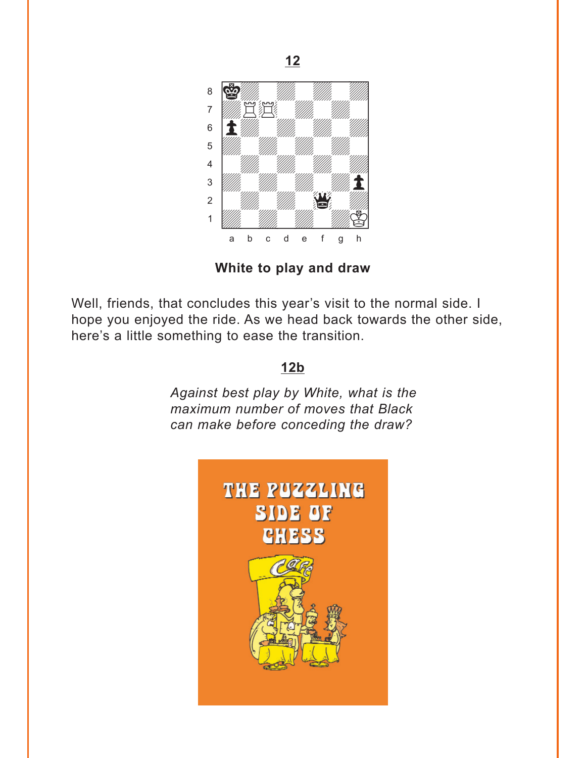## 12

White to play and draw

Well, friends, that concludes this year's visit to the normal side. I hope you enjoyed the ride. As we head back towards the other side, here's a little something to ease the transition.

## 12b

*Against best play by White, what is the maximum number of moves that Black can make before conceding the draw?*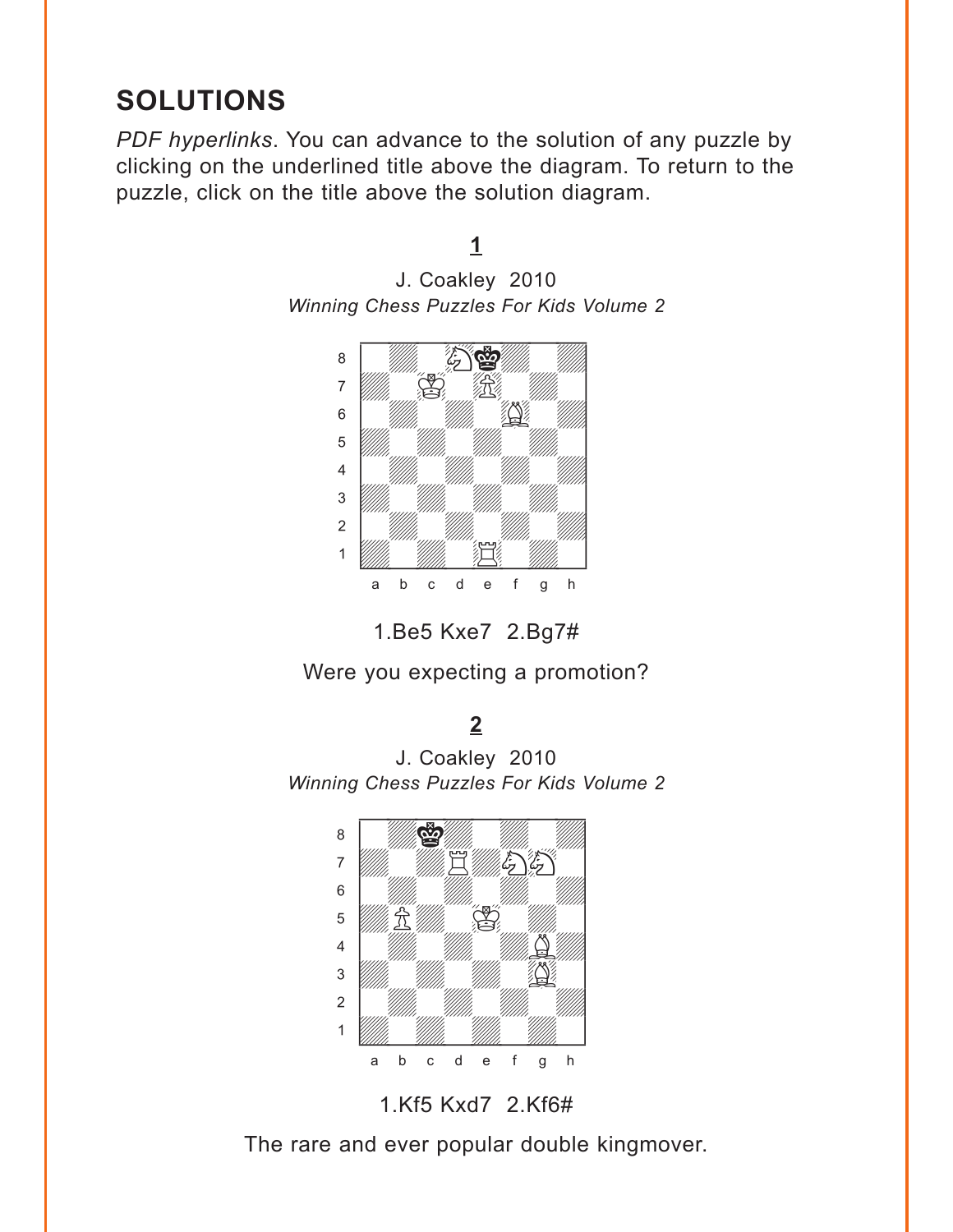# SOLUTIONS

*PDF hyperlinks*. You can advance to the solution of any puzzle by clicking on the underlined title above the diagram. To return to the puzzle, click on the title above the solution diagram.

## 1

J. Coakley 2010
*Winning Chess Puzzles For Kids Volume 2*

1.Be5 Kxe7 2.Bg7#

Were you expecting a promotion?

## 2

J. Coakley 2010
*Winning Chess Puzzles For Kids Volume 2*

1.Kf5 Kxd7 2.Kf6#

The rare and ever popular double kingmover.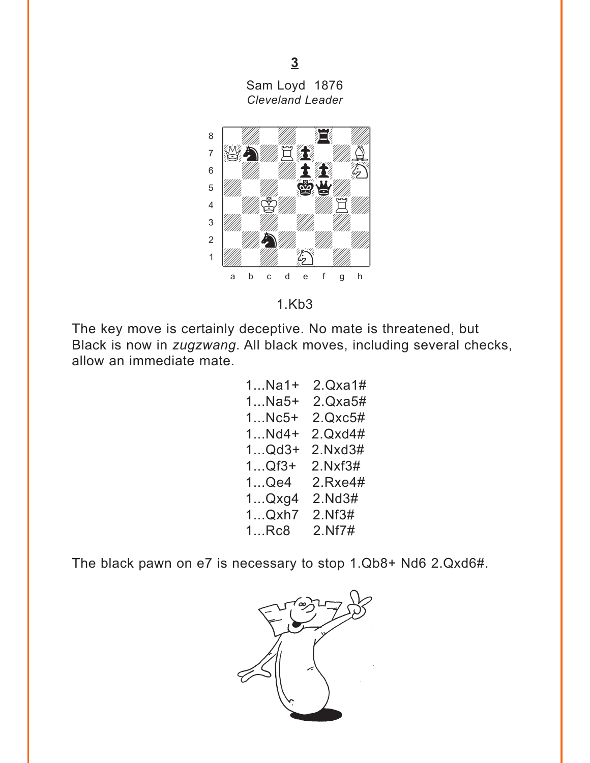**3**

Sam Loyd 1876
*Cleveland Leader*

1.Kb3

The key move is certainly deceptive. No mate is threatened, but Black is now in *zugzwang*. All black moves, including several checks, allow an immediate mate.

| | |
|---|---|
| 1...Na1+ | 2.Qxa1# |
| 1...Na5+ | 2.Qxa5# |
| 1...Nc5+ | 2.Qxc5# |
| 1...Nd4+ | 2.Qxd4# |
| 1...Qd3+ | 2.Nxd3# |
| 1...Qf3+ | 2.Nxf3# |
| 1...Qe4 | 2.Rxe4# |
| 1...Qxg4 | 2.Nd3# |
| 1...Qxh7 | 2.Nf3# |
| 1...Rc8 | 2.Nf7# |

The black pawn on e7 is necessary to stop 1.Qb8+ Nd6 2.Qxd6#.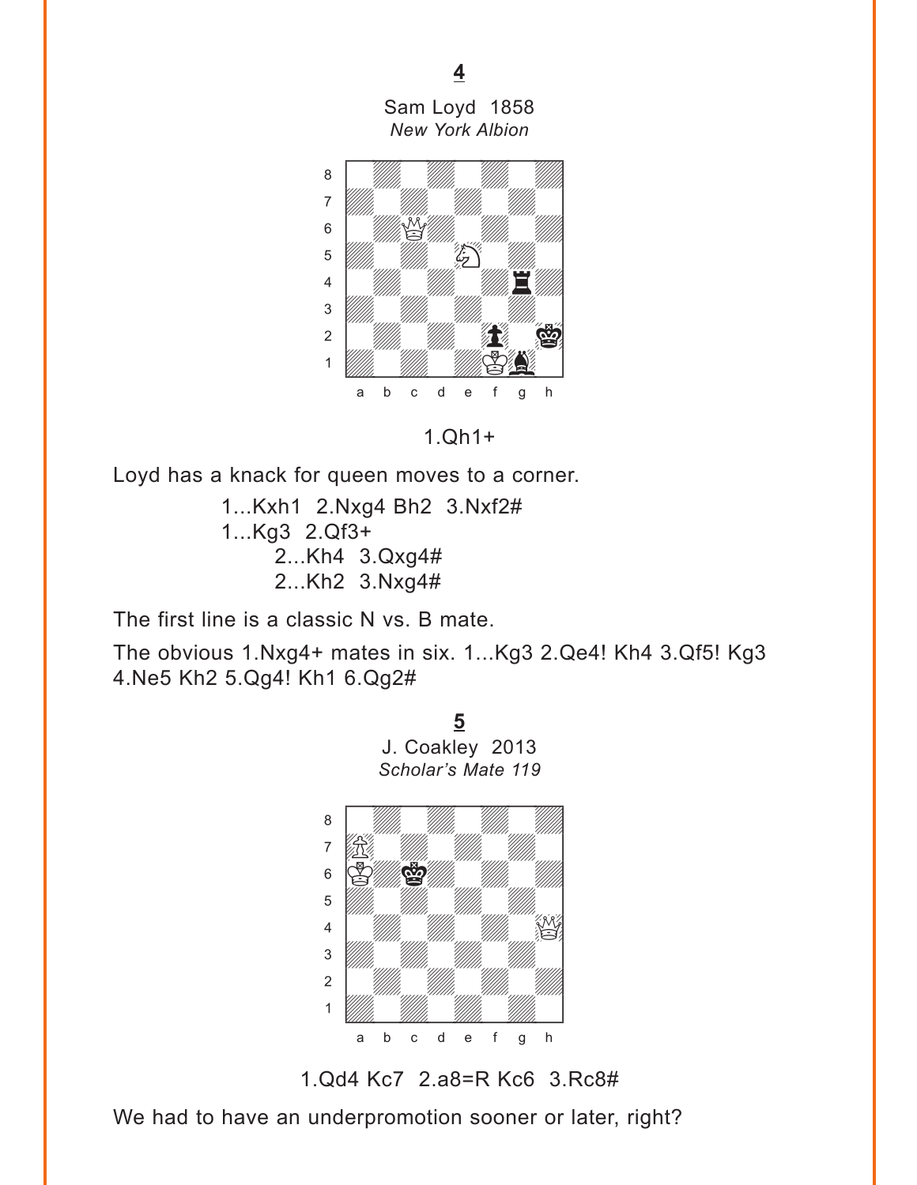**4**

Sam Loyd 1858
*New York Albion*

1.Qh1+

Loyd has a knack for queen moves to a corner.

1...Kxh1 2.Nxg4 Bh2 3.Nxf2#
1...Kg3 2.Qf3+
2...Kh4 3.Qxg4#
2...Kh2 3.Nxg4#

The first line is a classic N vs. B mate.

The obvious 1.Nxg4+ mates in six. 1...Kg3 2.Qe4! Kh4 3.Qf5! Kg3 4.Ne5 Kh2 5.Qg4! Kh1 6.Qg2#

**5**

J. Coakley 2013
*Scholar's Mate 119*

1.Qd4 Kc7 2.a8=R Kc6 3.Rc8#

We had to have an underpromotion sooner or later, right?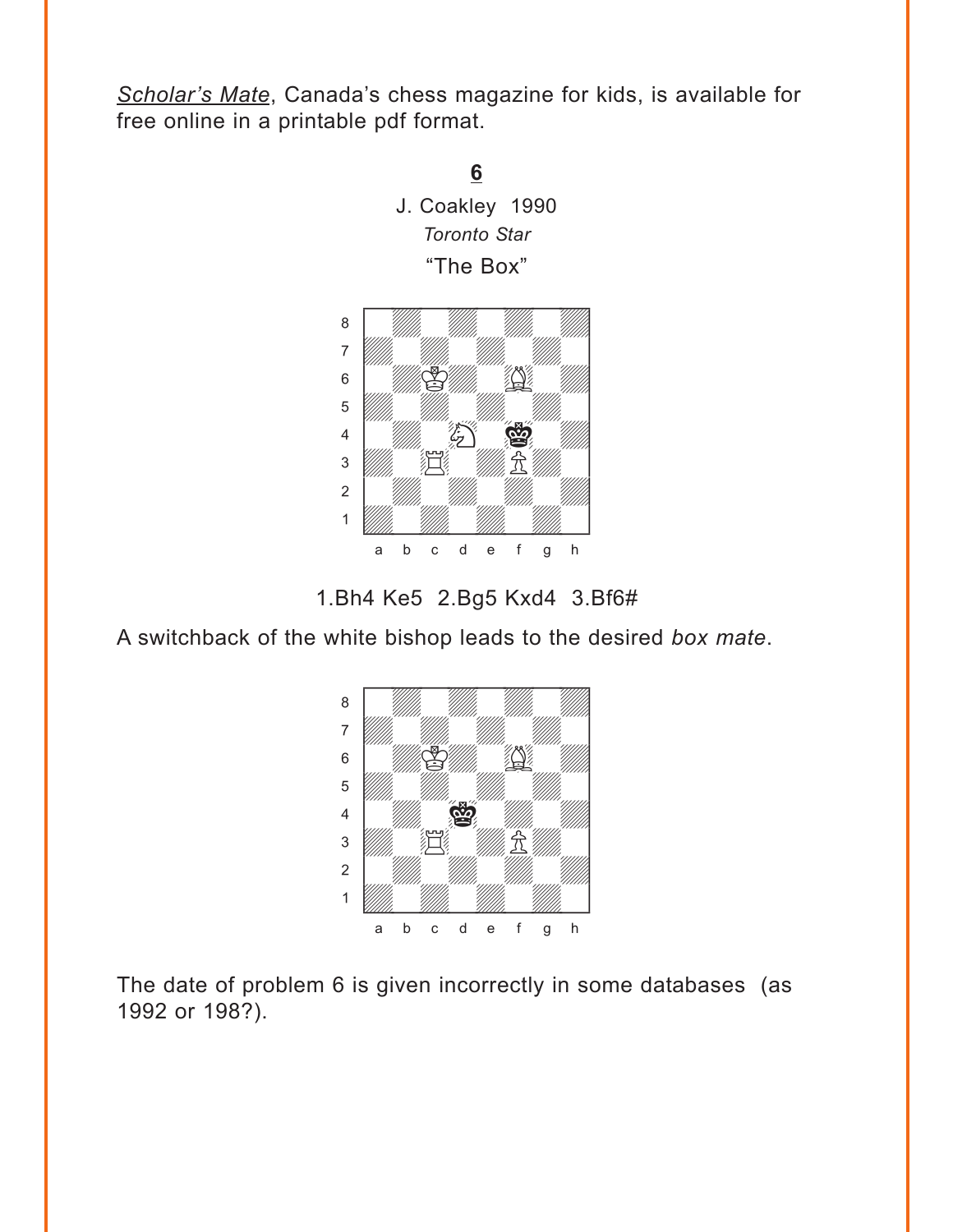*Scholar's Mate*, Canada's chess magazine for kids, is available for free online in a printable pdf format.

**6**

J. Coakley 1990

*Toronto Star*

"The Box"

1.Bh4 Ke5 2.Bg5 Kxd4 3.Bf6#

A switchback of the white bishop leads to the desired *box mate*.

The date of problem 6 is given incorrectly in some databases (as 1992 or 198?).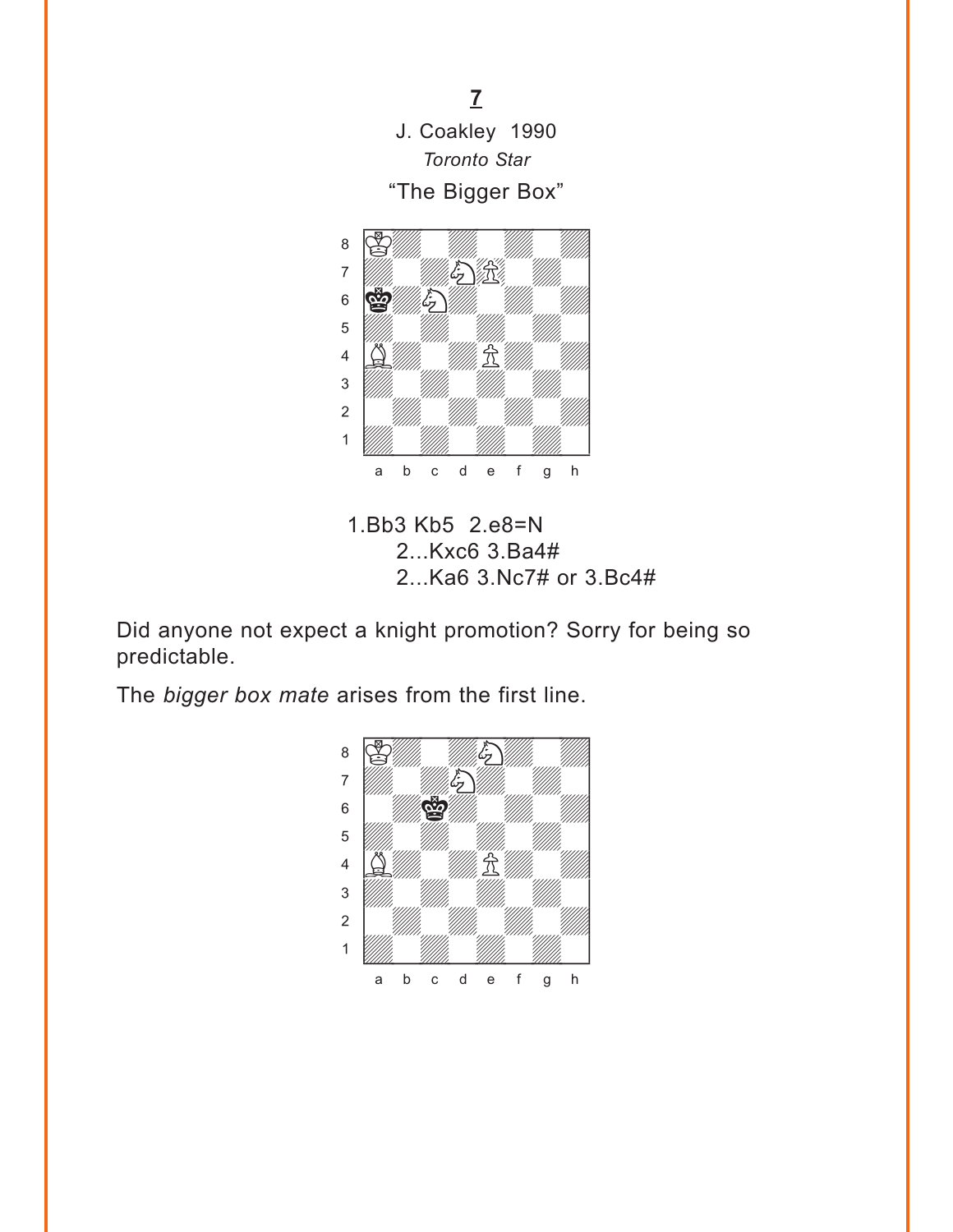**7**

J. Coakley 1990

*Toronto Star*

"The Bigger Box"

1.Bb3 Kb5 2.e8=N

2...Kxc6 3.Ba4#

2...Ka6 3.Nc7# or 3.Bc4#

Did anyone not expect a knight promotion? Sorry for being so predictable.

The *bigger box mate* arises from the first line.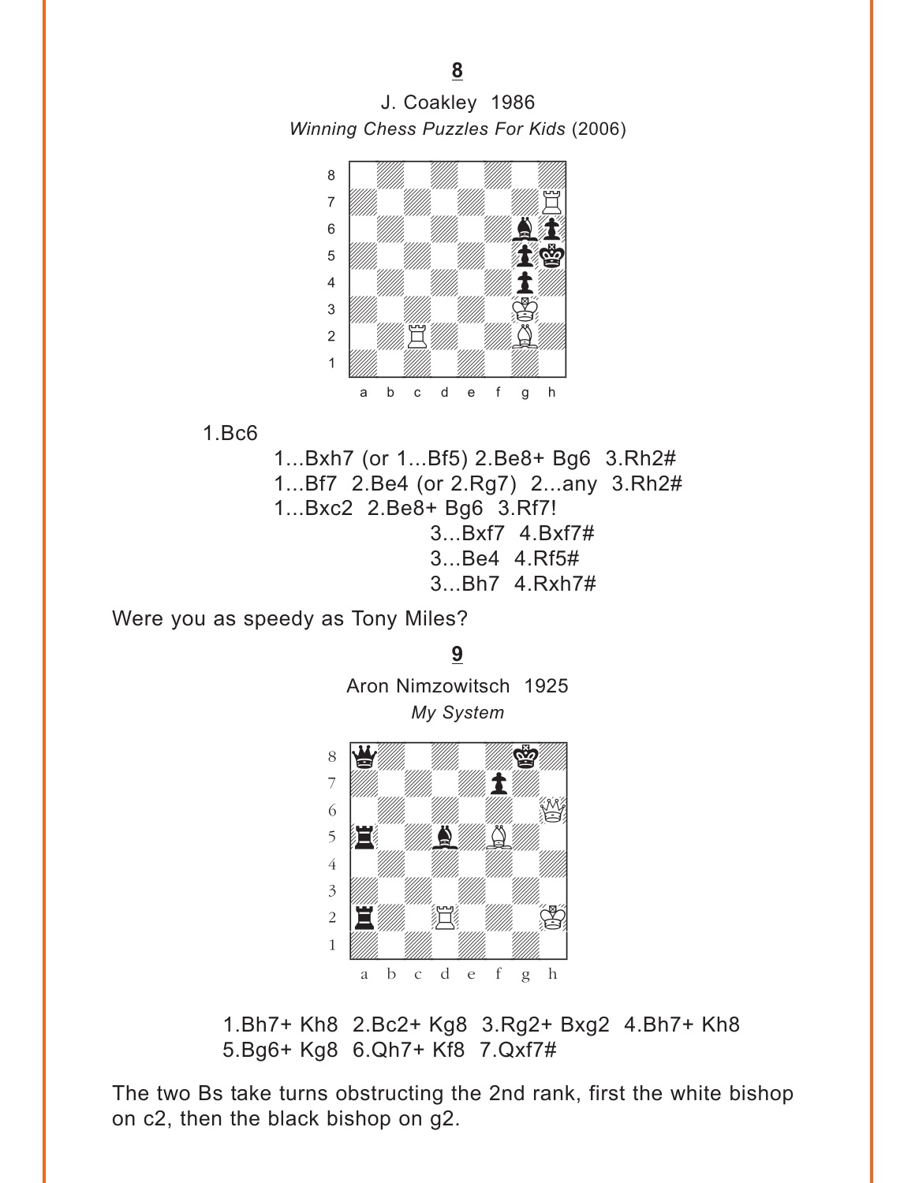**8**

J. Coakley 1986
*Winning Chess Puzzles For Kids* (2006)

1.Bc6

1...Bxh7 (or 1...Bf5) 2.Be8+ Bg6 3.Rh2#
1...Bf7 2.Be4 (or 2.Rg7) 2...any 3.Rh2#
1...Bxc2 2.Be8+ Bg6 3.Rf7!
3...Bxf7 4.Bxf7#
3...Be4 4.Rf5#
3...Bh7 4.Rxh7#

Were you as speedy as Tony Miles?

**9**

Aron Nimzowitsch 1925
*My System*

1.Bh7+ Kh8 2.Bc2+ Kg8 3.Rg2+ Bxg2 4.Bh7+ Kh8
5.Bg6+ Kg8 6.Qh7+ Kf8 7.Qxf7#

The two Bs take turns obstructing the 2nd rank, first the white bishop on c2, then the black bishop on g2.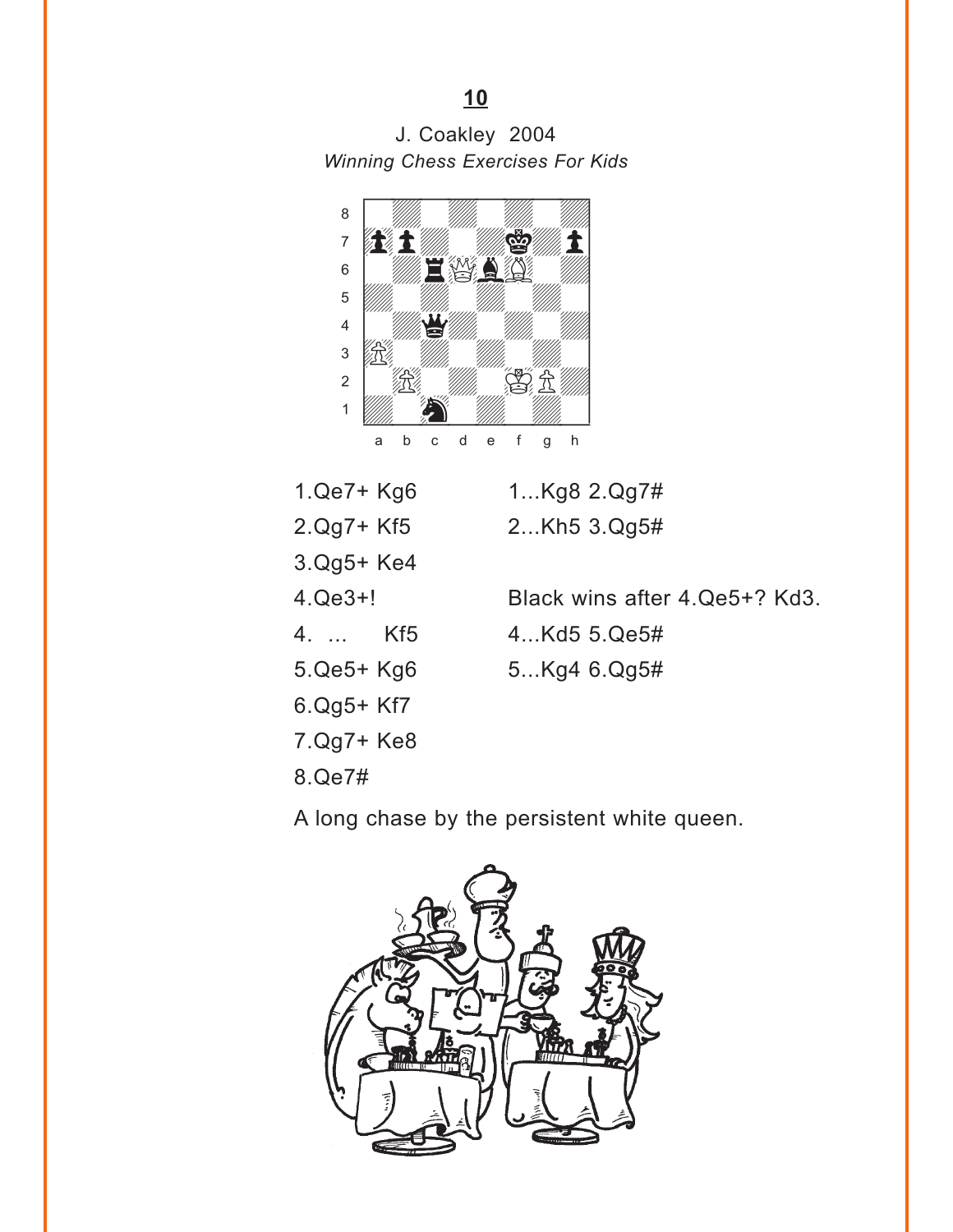# 10

J. Coakley 2004
*Winning Chess Exercises For Kids*

| | |
|---|---|
| 1.Qe7+ Kg6 | 1...Kg8 2.Qg7# |
| 2.Qg7+ Kf5 | 2...Kh5 3.Qg5# |
| 3.Qg5+ Ke4 | |
| 4.Qe3+! | Black wins after 4.Qe5+? Kd3. |
| 4. ... Kf5 | 4...Kd5 5.Qe5# |
| 5.Qe5+ Kg6 | 5...Kg4 6.Qg5# |
| 6.Qg5+ Kf7 | |
| 7.Qg7+ Ke8 | |
| 8.Qe7# | |

A long chase by the persistent white queen.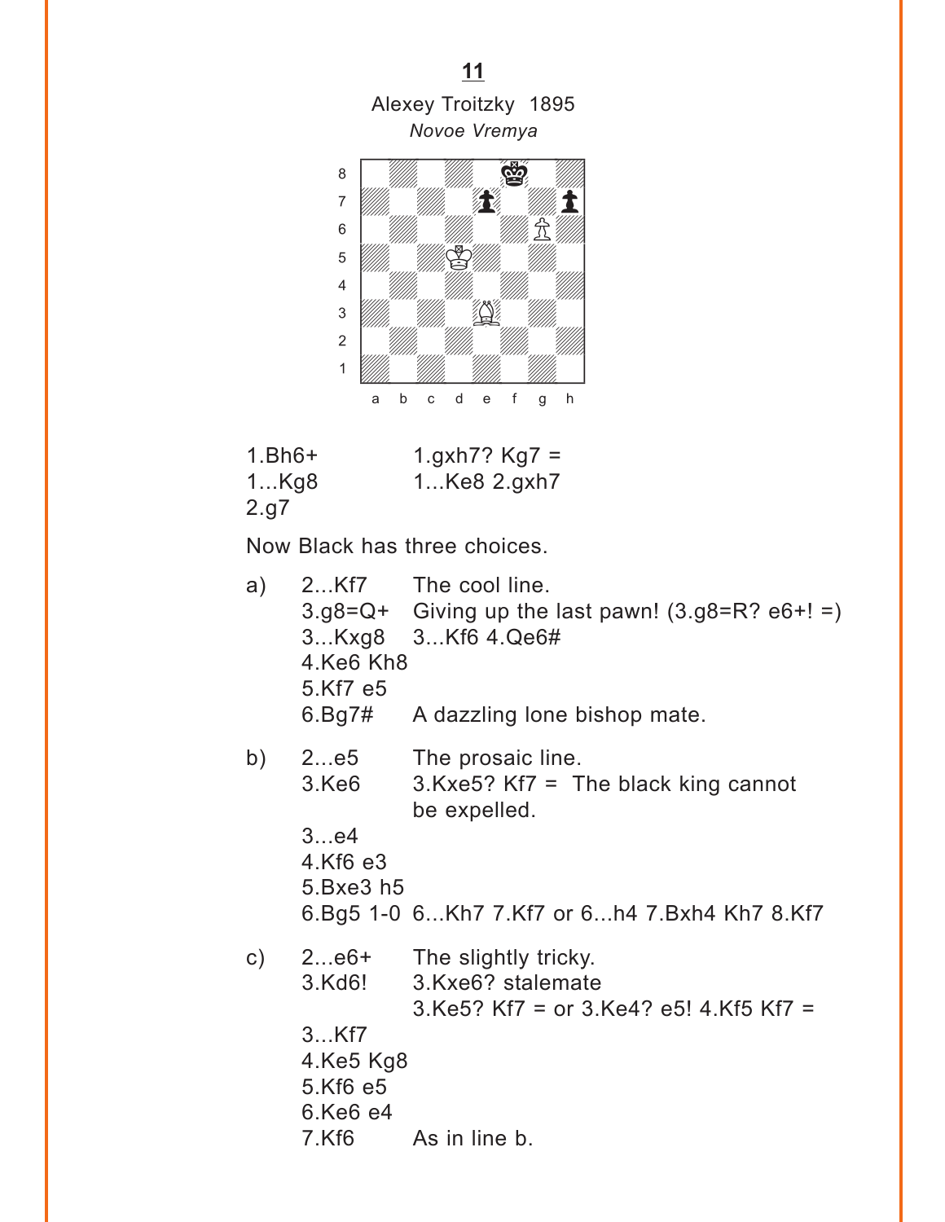**11**

Alexey Troitzky 1895

*Novoe Vremya*

| | |
|---|---|
| 1.Bh6+ | 1.gxh7? Kg7 = |
| 1...Kg8 | 1...Ke8 2.gxh7 |
| 2.g7 | |

Now Black has three choices.

a)

| | |
|---|---|
| 2...Kf7 | The cool line. |
| 3.g8=Q+ | Giving up the last pawn! (3.g8=R? e6+! =) |
| 3...Kxg8 | 3...Kf6 4.Qe6# |
| 4.Ke6 Kh8 | |
| 5.Kf7 e5 | |
| 6.Bg7# | A dazzling lone bishop mate. |

b)

| | |
|---|---|
| 2...e5 | The prosaic line. |
| 3.Ke6 | 3.Kxe5? Kf7 = The black king cannot be expelled. |
| 3...e4 | |
| 4.Kf6 e3 | |
| 5.Bxe3 h5 | |
| 6.Bg5 1-0 | 6...Kh7 7.Kf7 or 6...h4 7.Bxh4 Kh7 8.Kf7 |

c)

| | |
|---|---|
| 2...e6+ | The slightly tricky. |
| 3.Kd6! | 3.Kxe6? stalemate<br>3.Ke5? Kf7 = or 3.Ke4? e5! 4.Kf5 Kf7 = |
| 3...Kf7 | |
| 4.Ke5 Kg8 | |
| 5.Kf6 e5 | |
| 6.Ke6 e4 | |
| 7.Kf6 | As in line b. |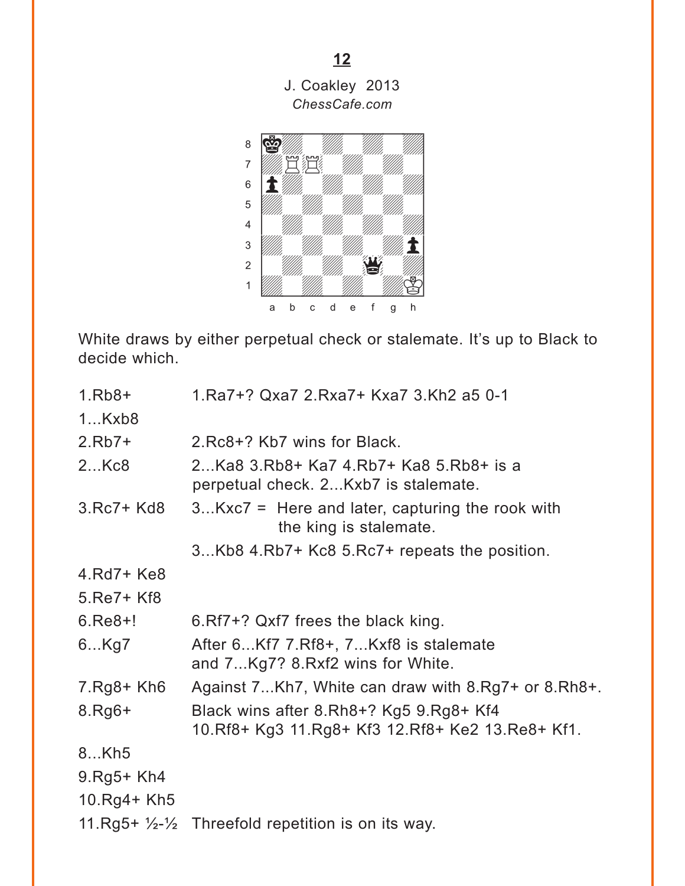**12**

J. Coakley 2013

*ChessCafe.com*

White draws by either perpetual check or stalemate. It's up to Black to decide which.

| | |
|---|---|
| 1.Rb8+ | 1.Ra7+? Qxa7 2.Rxa7+ Kxa7 3.Kh2 a5 0-1 |
| 1...Kxb8 | |
| 2.Rb7+ | 2.Rc8+? Kb7 wins for Black. |
| 2...Kc8 | 2...Ka8 3.Rb8+ Ka7 4.Rb7+ Ka8 5.Rb8+ is a perpetual check. 2...Kxb7 is stalemate. |
| 3.Rc7+ Kd8 | 3...Kxc7 = Here and later, capturing the rook with the king is stalemate. |
| | 3...Kb8 4.Rb7+ Kc8 5.Rc7+ repeats the position. |
| 4.Rd7+ Ke8 | |
| 5.Re7+ Kf8 | |
| 6.Re8+! | 6.Rf7+? Qxf7 frees the black king. |
| 6...Kg7 | After 6...Kf7 7.Rf8+, 7...Kxf8 is stalemate and 7...Kg7? 8.Rxf2 wins for White. |
| 7.Rg8+ Kh6 | Against 7...Kh7, White can draw with 8.Rg7+ or 8.Rh8+. |
| 8.Rg6+ | Black wins after 8.Rh8+? Kg5 9.Rg8+ Kf4 10.Rf8+ Kg3 11.Rg8+ Kf3 12.Rf8+ Ke2 13.Re8+ Kf1. |
| 8...Kh5 | |
| 9.Rg5+ Kh4 | |
| 10.Rg4+ Kh5 | |
| 11.Rg5+ ½-½ | Threefold repetition is on its way. |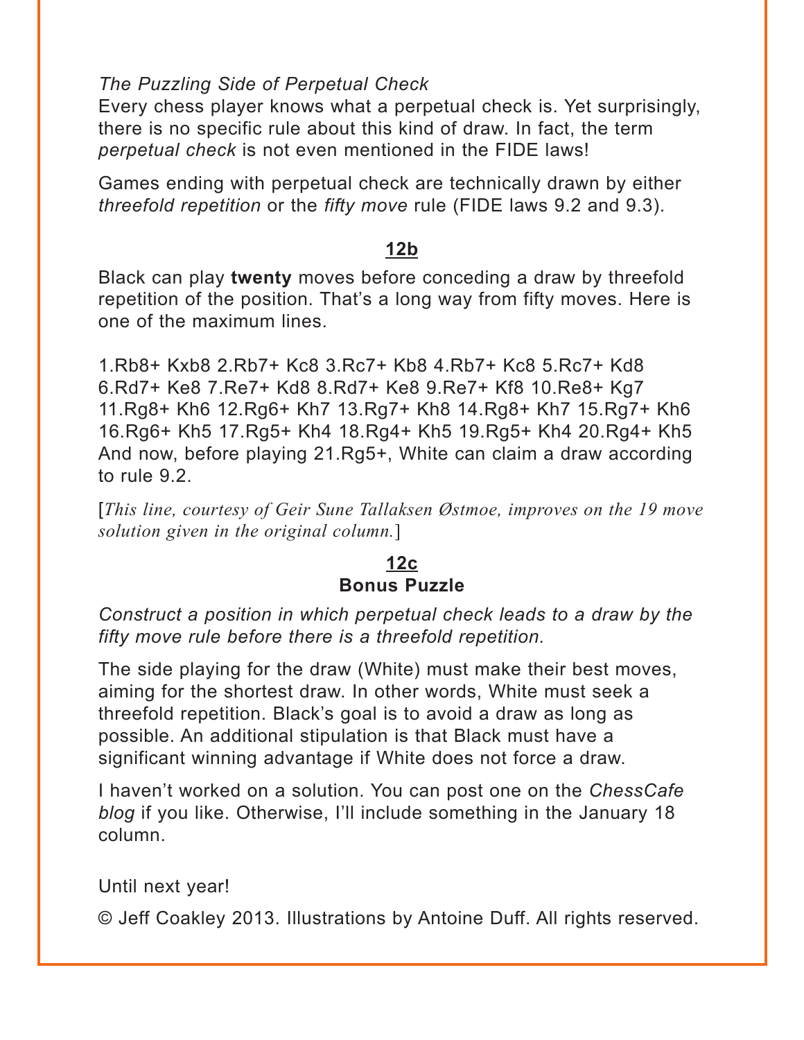*The Puzzling Side of Perpetual Check*

Every chess player knows what a perpetual check is. Yet surprisingly, there is no specific rule about this kind of draw. In fact, the term *perpetual check* is not even mentioned in the FIDE laws!

Games ending with perpetual check are technically drawn by either *threefold repetition* or the *fifty move* rule (FIDE laws 9.2 and 9.3).

## 12b

Black can play **twenty** moves before conceding a draw by threefold repetition of the position. That's a long way from fifty moves. Here is one of the maximum lines.

1.Rb8+ Kxb8 2.Rb7+ Kc8 3.Rc7+ Kb8 4.Rb7+ Kc8 5.Rc7+ Kd8 6.Rd7+ Ke8 7.Re7+ Kd8 8.Rd7+ Ke8 9.Re7+ Kf8 10.Re8+ Kg7 11.Rg8+ Kh6 12.Rg6+ Kh7 13.Rg7+ Kh8 14.Rg8+ Kh7 15.Rg7+ Kh6 16.Rg6+ Kh5 17.Rg5+ Kh4 18.Rg4+ Kh5 19.Rg5+ Kh4 20.Rg4+ Kh5 And now, before playing 21.Rg5+, White can claim a draw according to rule 9.2.

[*This line, courtesy of Geir Sune Tallaksen Østmoe, improves on the 19 move solution given in the original column.*]

## 12c
### Bonus Puzzle

*Construct a position in which perpetual check leads to a draw by the fifty move rule before there is a threefold repetition.*

The side playing for the draw (White) must make their best moves, aiming for the shortest draw. In other words, White must seek a threefold repetition. Black's goal is to avoid a draw as long as possible. An additional stipulation is that Black must have a significant winning advantage if White does not force a draw.

I haven't worked on a solution. You can post one on the *ChessCafe blog* if you like. Otherwise, I'll include something in the January 18 column.

Until next year!

© Jeff Coakley 2013. Illustrations by Antoine Duff. All rights reserved.